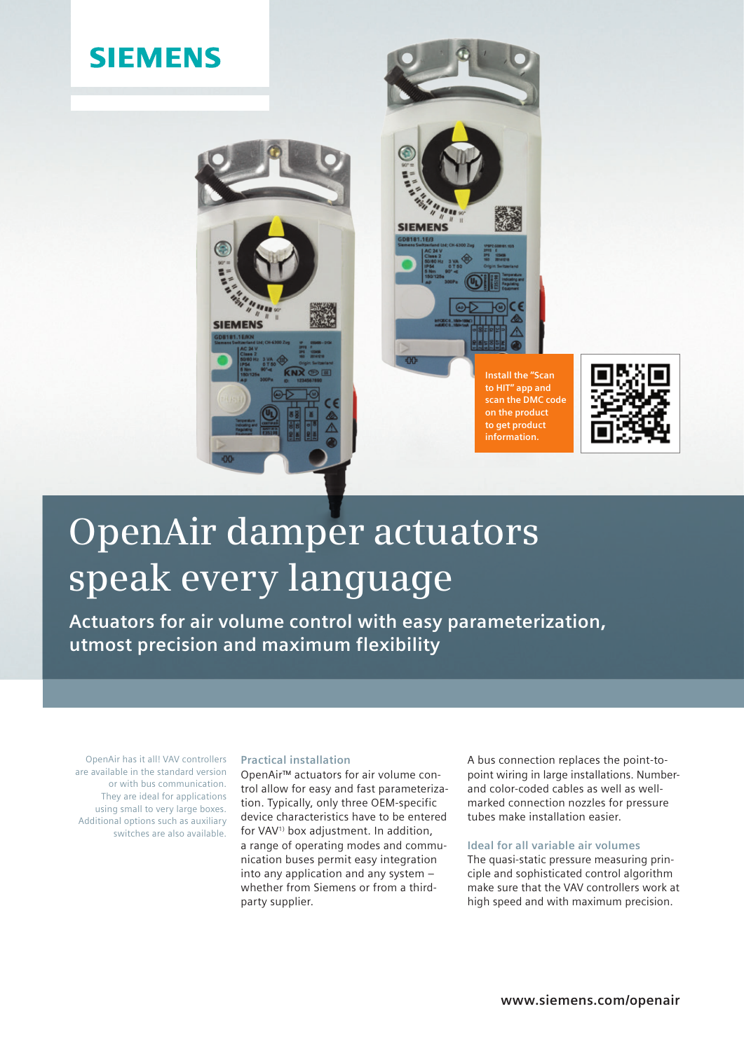SIEMENS

Install the "Scan to HIT" app and scan the DMC code on the product to get product information.

# OpenAir damper actuators speak every language

**Actuators for air volume control with easy parameterization, utmost precision and maximum flexibility**

OpenAir has it all! VAV controllers are available in the standard version or with bus communication. They are ideal for applications using small to very large boxes. Additional options such as auxiliary switches are also available.

### Practical installation

OpenAir™ actuators for air volume control allow for easy and fast parameterization. Typically, only three OEM-specific device characteristics have to be entered for VAV[1] box adjustment. In addition, a range of operating modes and communication buses permit easy integration into any application and any system – whether from Siemens or from a third-party supplier.

A bus connection replaces the point-to-point wiring in large installations. Number- and color-coded cables as well as well-marked connection nozzles for pressure tubes make installation easier.

### Ideal for all variable air volumes

The quasi-static pressure measuring principle and sophisticated control algorithm make sure that the VAV controllers work at high speed and with maximum precision.

www.siemens.com/openair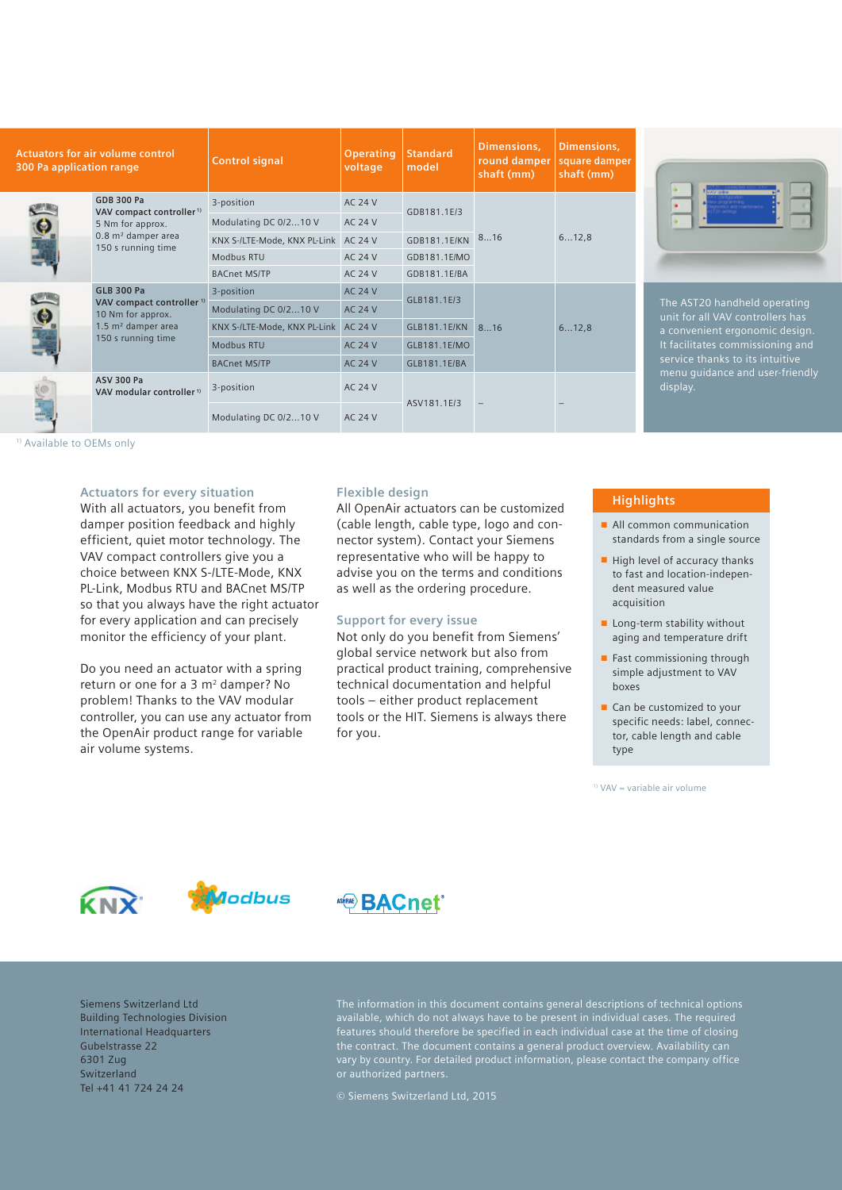| Actuators for air volume control 300 Pa application range | Control signal | Operating voltage | Standard model | Dimensions, round damper shaft (mm) | Dimensions, square damper shaft (mm) |
|---|---|---|---|---|---|
| **GDB 300 Pa** **VAV compact controller**[1] 5 Nm for approx. 0.8 m² damper area 150 s running time | 3-position | AC 24 V | GDB181.1E/3 | 8...16 | 6...12,8 |
| | Modulating DC 0/2...10 V | AC 24 V | | | |
| | KNX S-/LTE-Mode, KNX PL-Link | AC 24 V | GDB181.1E/KN | | |
| | Modbus RTU | AC 24 V | GDB181.1E/MO | | |
| | BACnet MS/TP | AC 24 V | GDB181.1E/BA | | |
| **GLB 300 Pa** **VAV compact controller**[1] 10 Nm for approx. 1.5 m² damper area 150 s running time | 3-position | AC 24 V | GLB181.1E/3 | 8...16 | 6...12,8 |
| | Modulating DC 0/2...10 V | AC 24 V | | | |
| | KNX S-/LTE-Mode, KNX PL-Link | AC 24 V | GLB181.1E/KN | | |
| | Modbus RTU | AC 24 V | GLB181.1E/MO | | |
| | BACnet MS/TP | AC 24 V | GLB181.1E/BA | | |
| **ASV 300 Pa** **VAV modular controller**[1] | 3-position | AC 24 V | ASV181.1E/3 | – | – |
| | Modulating DC 0/2...10 V | AC 24 V | | | |

[1] Available to OEMs only

The AST20 handheld operating unit for all VAV controllers has a convenient ergonomic design. It facilitates commissioning and service thanks to its intuitive menu guidance and user-friendly display.

### Actuators for every situation

With all actuators, you benefit from damper position feedback and highly efficient, quiet motor technology. The VAV compact controllers give you a choice between KNX S-/LTE-Mode, KNX PL-Link, Modbus RTU and BACnet MS/TP so that you always have the right actuator for every application and can precisely monitor the efficiency of your plant.

Do you need an actuator with a spring return or one for a 3 m² damper? No problem! Thanks to the VAV modular controller, you can use any actuator from the OpenAir product range for variable air volume systems.

### Flexible design

All OpenAir actuators can be customized (cable length, cable type, logo and connector system). Contact your Siemens representative who will be happy to advise you on the terms and conditions as well as the ordering procedure.

### Support for every issue

Not only do you benefit from Siemens' global service network but also from practical product training, comprehensive technical documentation and helpful tools – either product replacement tools or the HIT. Siemens is always there for you.

### Highlights

- All common communication standards from a single source
- High level of accuracy thanks to fast and location-independent measured value acquisition
- Long-term stability without aging and temperature drift
- Fast commissioning through simple adjustment to VAV boxes
- Can be customized to your specific needs: label, connector, cable length and cable type

[1] VAV = variable air volume

KNX

Modbus

BACnet

Siemens Switzerland Ltd
Building Technologies Division
International Headquarters
Gubelstrasse 22
6301 Zug
Switzerland
Tel +41 41 724 24 24

The information in this document contains general descriptions of technical options available, which do not always have to be present in individual cases. The required features should therefore be specified in each individual case at the time of closing the contract. The document contains a general product overview. Availability can vary by country. For detailed product information, please contact the company office or authorized partners.

© Siemens Switzerland Ltd, 2015